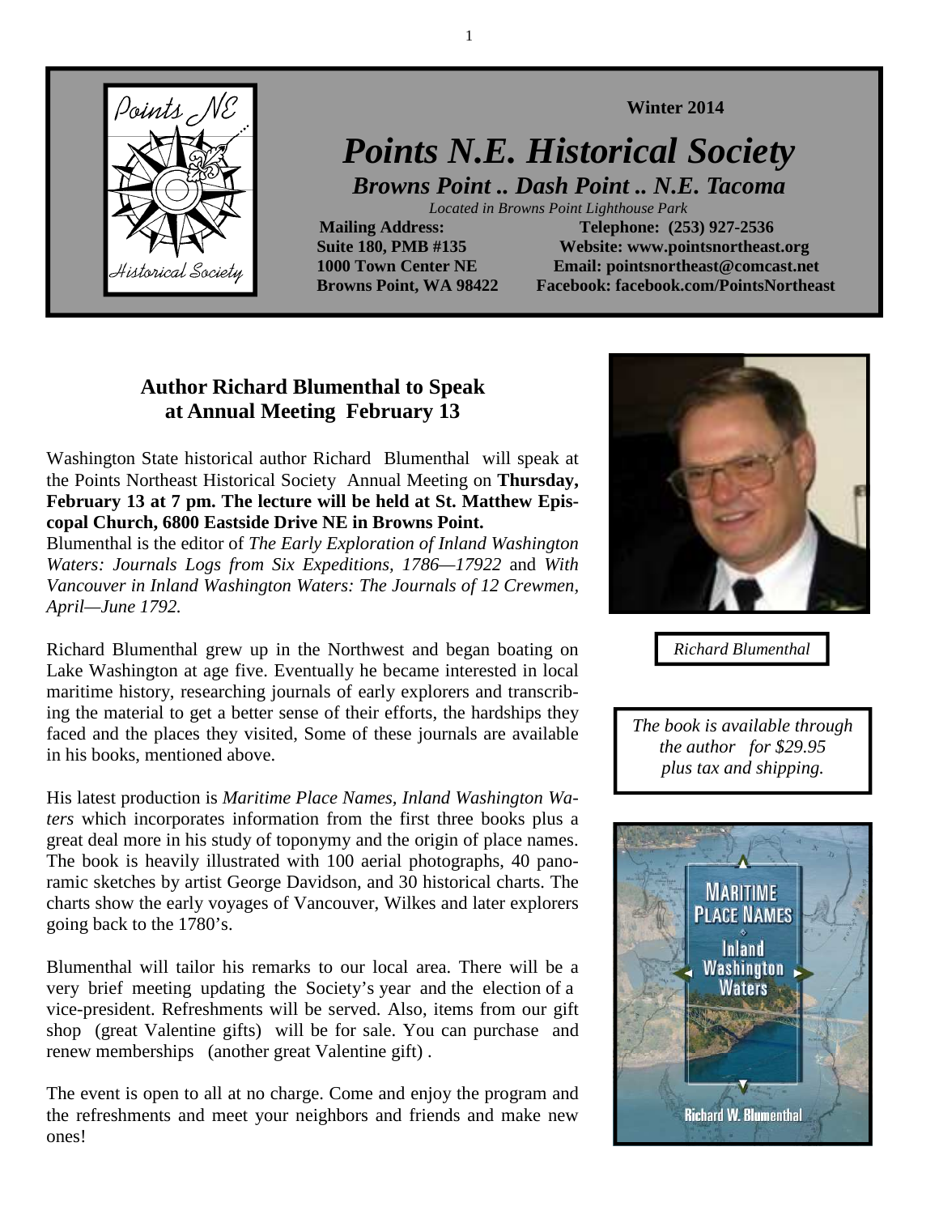Winter 2014

# Points N.E. Historical Society

***Browns Point .. Dash Point .. N.E. Tacoma***

*Located in Browns Point Lighthouse Park*

**Mailing Address:**
**Suite 180, PMB #135**
**1000 Town Center NE**
**Browns Point, WA 98422**

**Telephone: (253) 927-2536**
**Website: www.pointsnortheast.org**
**Email: pointsnortheast@comcast.net**
**Facebook: facebook.com/PointsNortheast**

## Author Richard Blumenthal to Speak at Annual Meeting February 13

Washington State historical author Richard Blumenthal will speak at the Points Northeast Historical Society Annual Meeting on **Thursday, February 13 at 7 pm. The lecture will be held at St. Matthew Episcopal Church, 6800 Eastside Drive NE in Browns Point.**

Blumenthal is the editor of *The Early Exploration of Inland Washington Waters: Journals Logs from Six Expeditions, 1786—17922* and *With Vancouver in Inland Washington Waters: The Journals of 12 Crewmen, April—June 1792.*

Richard Blumenthal grew up in the Northwest and began boating on Lake Washington at age five. Eventually he became interested in local maritime history, researching journals of early explorers and transcribing the material to get a better sense of their efforts, the hardships they faced and the places they visited, Some of these journals are available in his books, mentioned above.

His latest production is *Maritime Place Names, Inland Washington Waters* which incorporates information from the first three books plus a great deal more in his study of toponymy and the origin of place names. The book is heavily illustrated with 100 aerial photographs, 40 panoramic sketches by artist George Davidson, and 30 historical charts. The charts show the early voyages of Vancouver, Wilkes and later explorers going back to the 1780's.

Blumenthal will tailor his remarks to our local area. There will be a very brief meeting updating the Society's year and the election of a vice-president. Refreshments will be served. Also, items from our gift shop (great Valentine gifts) will be for sale. You can purchase and renew memberships (another great Valentine gift) .

The event is open to all at no charge. Come and enjoy the program and the refreshments and meet your neighbors and friends and make new ones!

*Richard Blumenthal*

*The book is available through the author for $29.95 plus tax and shipping.*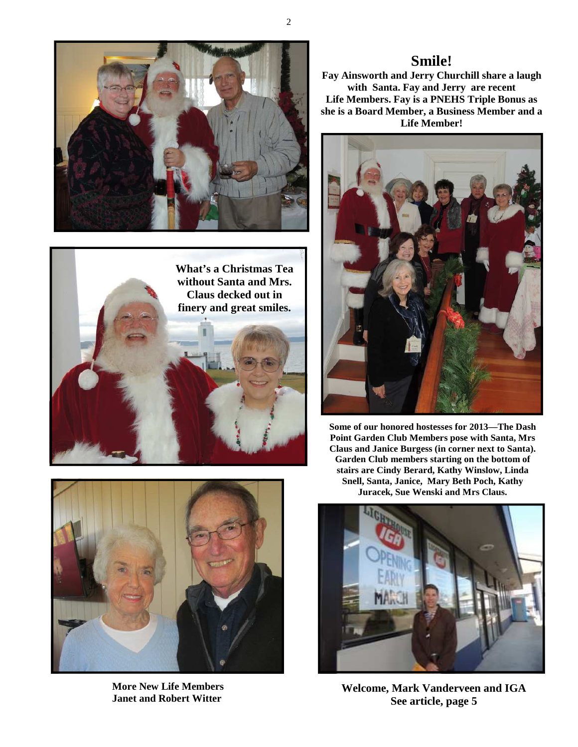## Smile!

**Fay Ainsworth and Jerry Churchill share a laugh with Santa. Fay and Jerry are recent Life Members. Fay is a PNEHS Triple Bonus as she is a Board Member, a Business Member and a Life Member!**

**What's a Christmas Tea without Santa and Mrs. Claus decked out in finery and great smiles.**

**Some of our honored hostesses for 2013—The Dash Point Garden Club Members pose with Santa, Mrs Claus and Janice Burgess (in corner next to Santa). Garden Club members starting on the bottom of stairs are Cindy Berard, Kathy Winslow, Linda Snell, Santa, Janice, Mary Beth Poch, Kathy Juracek, Sue Wenski and Mrs Claus.**

**More New Life Members**
**Janet and Robert Witter**

**Welcome, Mark Vanderveen and IGA**
**See article, page 5**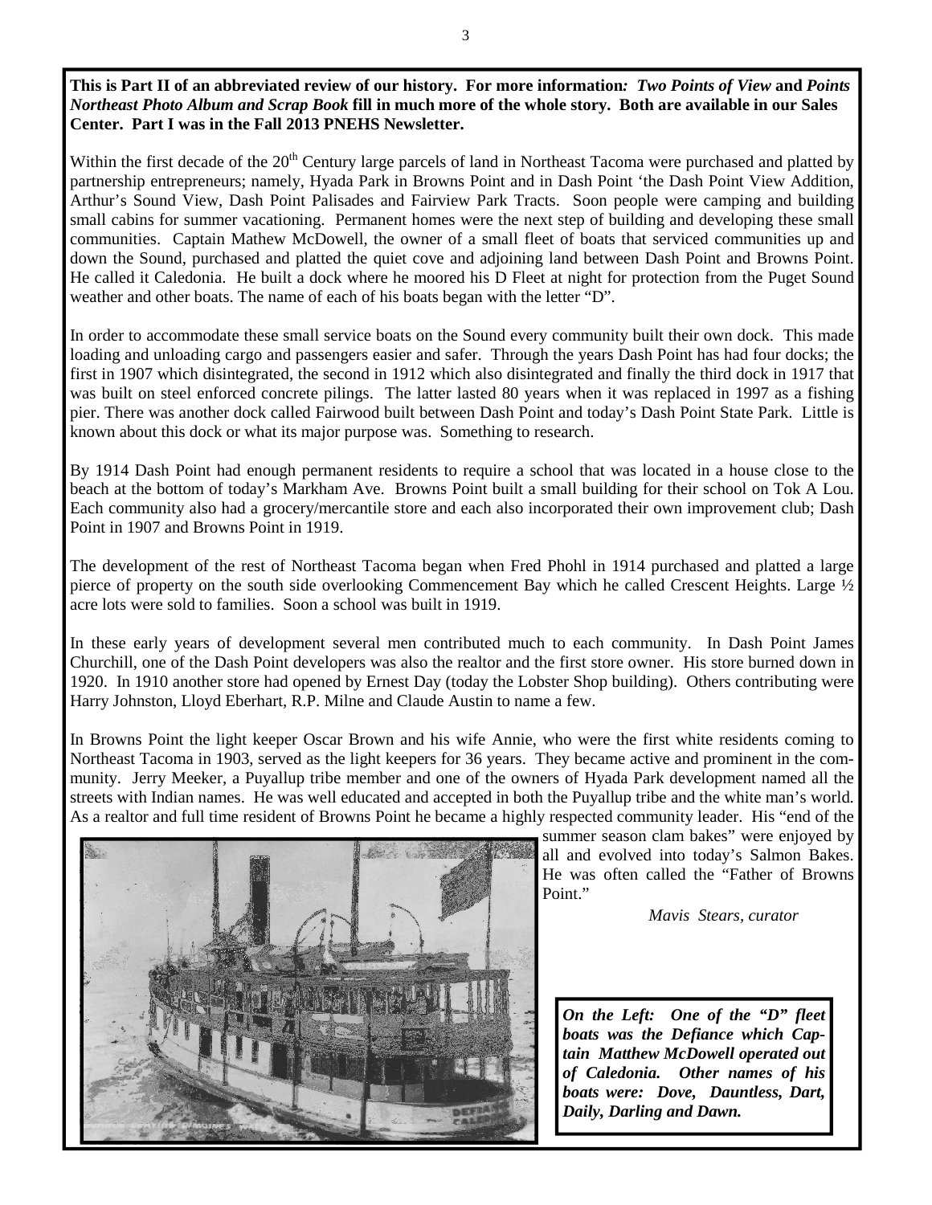**This is Part II of an abbreviated review of our history. For more information*:* *Two Points of View* and *Points Northeast Photo Album and Scrap Book* fill in much more of the whole story. Both are available in our Sales Center. Part I was in the Fall 2013 PNEHS Newsletter.**

Within the first decade of the 20th Century large parcels of land in Northeast Tacoma were purchased and platted by partnership entrepreneurs; namely, Hyada Park in Browns Point and in Dash Point 'the Dash Point View Addition, Arthur's Sound View, Dash Point Palisades and Fairview Park Tracts. Soon people were camping and building small cabins for summer vacationing. Permanent homes were the next step of building and developing these small communities. Captain Mathew McDowell, the owner of a small fleet of boats that serviced communities up and down the Sound, purchased and platted the quiet cove and adjoining land between Dash Point and Browns Point. He called it Caledonia. He built a dock where he moored his D Fleet at night for protection from the Puget Sound weather and other boats. The name of each of his boats began with the letter "D".

In order to accommodate these small service boats on the Sound every community built their own dock. This made loading and unloading cargo and passengers easier and safer. Through the years Dash Point has had four docks; the first in 1907 which disintegrated, the second in 1912 which also disintegrated and finally the third dock in 1917 that was built on steel enforced concrete pilings. The latter lasted 80 years when it was replaced in 1997 as a fishing pier. There was another dock called Fairwood built between Dash Point and today's Dash Point State Park. Little is known about this dock or what its major purpose was. Something to research.

By 1914 Dash Point had enough permanent residents to require a school that was located in a house close to the beach at the bottom of today's Markham Ave. Browns Point built a small building for their school on Tok A Lou. Each community also had a grocery/mercantile store and each also incorporated their own improvement club; Dash Point in 1907 and Browns Point in 1919.

The development of the rest of Northeast Tacoma began when Fred Phohl in 1914 purchased and platted a large pierce of property on the south side overlooking Commencement Bay which he called Crescent Heights. Large ½ acre lots were sold to families. Soon a school was built in 1919.

In these early years of development several men contributed much to each community. In Dash Point James Churchill, one of the Dash Point developers was also the realtor and the first store owner. His store burned down in 1920. In 1910 another store had opened by Ernest Day (today the Lobster Shop building). Others contributing were Harry Johnston, Lloyd Eberhart, R.P. Milne and Claude Austin to name a few.

In Browns Point the light keeper Oscar Brown and his wife Annie, who were the first white residents coming to Northeast Tacoma in 1903, served as the light keepers for 36 years. They became active and prominent in the community. Jerry Meeker, a Puyallup tribe member and one of the owners of Hyada Park development named all the streets with Indian names. He was well educated and accepted in both the Puyallup tribe and the white man's world. As a realtor and full time resident of Browns Point he became a highly respected community leader. His "end of the summer season clam bakes" were enjoyed by all and evolved into today's Salmon Bakes. He was often called the "Father of Browns Point."

*Mavis Stears, curator*

***On the Left: One of the "D" fleet boats was the Defiance which Captain Matthew McDowell operated out of Caledonia. Other names of his boats were: Dove, Dauntless, Dart, Daily, Darling and Dawn.***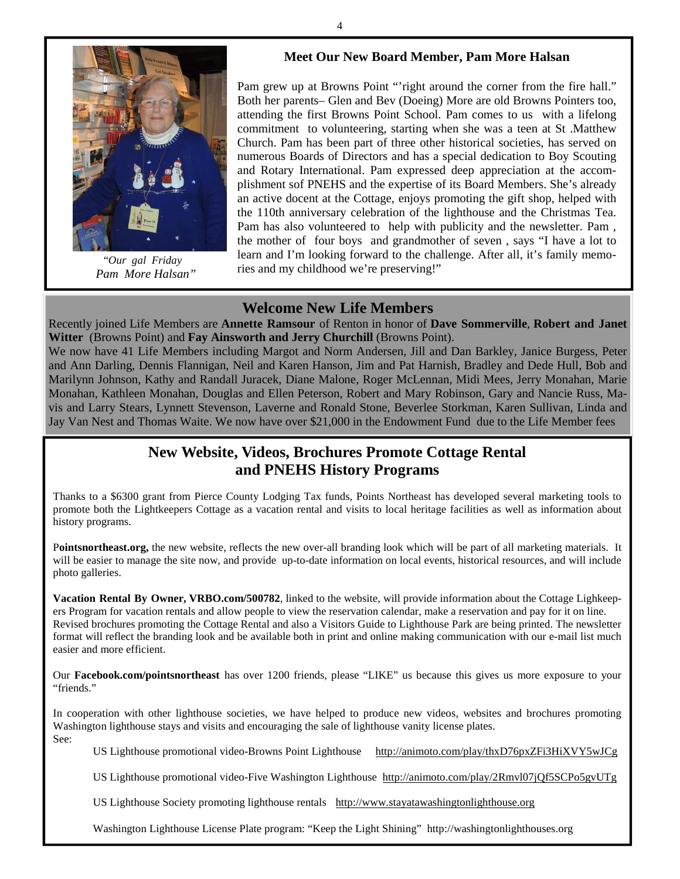## Meet Our New Board Member, Pam More Halsan

*"Our gal Friday Pam More Halsan"*

Pam grew up at Browns Point "'right around the corner from the fire hall." Both her parents– Glen and Bev (Doeing) More are old Browns Pointers too, attending the first Browns Point School. Pam comes to us with a lifelong commitment to volunteering, starting when she was a teen at St .Matthew Church. Pam has been part of three other historical societies, has served on numerous Boards of Directors and has a special dedication to Boy Scouting and Rotary International. Pam expressed deep appreciation at the accomplishment sof PNEHS and the expertise of its Board Members. She's already an active docent at the Cottage, enjoys promoting the gift shop, helped with the 110th anniversary celebration of the lighthouse and the Christmas Tea. Pam has also volunteered to help with publicity and the newsletter. Pam , the mother of four boys and grandmother of seven , says "I have a lot to learn and I'm looking forward to the challenge. After all, it's family memories and my childhood we're preserving!"

## Welcome New Life Members

Recently joined Life Members are **Annette Ramsour** of Renton in honor of **Dave Sommerville**, **Robert and Janet Witter** (Browns Point) and **Fay Ainsworth and Jerry Churchill** (Browns Point).

We now have 41 Life Members including Margot and Norm Andersen, Jill and Dan Barkley, Janice Burgess, Peter and Ann Darling, Dennis Flannigan, Neil and Karen Hanson, Jim and Pat Harnish, Bradley and Dede Hull, Bob and Marilynn Johnson, Kathy and Randall Juracek, Diane Malone, Roger McLennan, Midi Mees, Jerry Monahan, Marie Monahan, Kathleen Monahan, Douglas and Ellen Peterson, Robert and Mary Robinson, Gary and Nancie Russ, Mavis and Larry Stears, Lynnett Stevenson, Laverne and Ronald Stone, Beverlee Storkman, Karen Sullivan, Linda and Jay Van Nest and Thomas Waite. We now have over $21,000 in the Endowment Fund due to the Life Member fees

## New Website, Videos, Brochures Promote Cottage Rental and PNEHS History Programs

Thanks to a $6300 grant from Pierce County Lodging Tax funds, Points Northeast has developed several marketing tools to promote both the Lightkeepers Cottage as a vacation rental and visits to local heritage facilities as well as information about history programs.

P**ointsnortheast.org,** the new website, reflects the new over-all branding look which will be part of all marketing materials. It will be easier to manage the site now, and provide up-to-date information on local events, historical resources, and will include photo galleries.

**Vacation Rental By Owner, VRBO.com/500782**, linked to the website, will provide information about the Cottage Lighkeepers Program for vacation rentals and allow people to view the reservation calendar, make a reservation and pay for it on line. Revised brochures promoting the Cottage Rental and also a Visitors Guide to Lighthouse Park are being printed. The newsletter format will reflect the branding look and be available both in print and online making communication with our e-mail list much easier and more efficient.

Our **Facebook.com/pointsnortheast** has over 1200 friends, please "LIKE" us because this gives us more exposure to your "friends."

In cooperation with other lighthouse societies, we have helped to produce new videos, websites and brochures promoting Washington lighthouse stays and visits and encouraging the sale of lighthouse vanity license plates.
See:

US Lighthouse promotional video-Browns Point Lighthouse http://animoto.com/play/thxD76pxZFi3HiXVY5wJCg

US Lighthouse promotional video-Five Washington Lighthouse http://animoto.com/play/2Rmvl07jQf5SCPo5gvUTg

US Lighthouse Society promoting lighthouse rentals http://www.stayatawashingtonlighthouse.org

Washington Lighthouse License Plate program: "Keep the Light Shining" http://washingtonlighthouses.org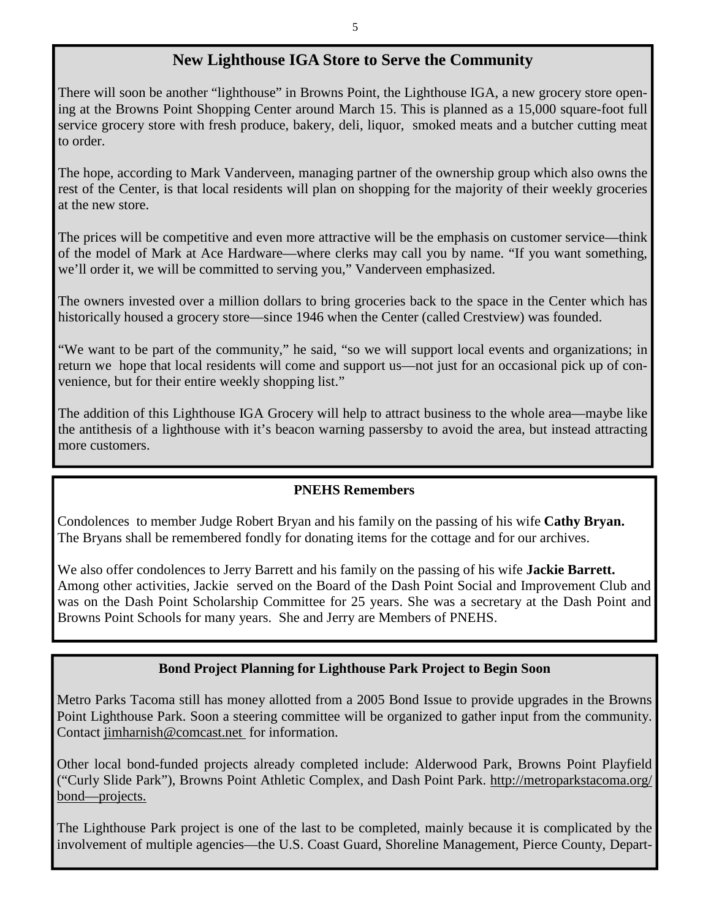## New Lighthouse IGA Store to Serve the Community

There will soon be another "lighthouse" in Browns Point, the Lighthouse IGA, a new grocery store opening at the Browns Point Shopping Center around March 15. This is planned as a 15,000 square-foot full service grocery store with fresh produce, bakery, deli, liquor, smoked meats and a butcher cutting meat to order.

The hope, according to Mark Vanderveen, managing partner of the ownership group which also owns the rest of the Center, is that local residents will plan on shopping for the majority of their weekly groceries at the new store.

The prices will be competitive and even more attractive will be the emphasis on customer service—think of the model of Mark at Ace Hardware—where clerks may call you by name. "If you want something, we'll order it, we will be committed to serving you," Vanderveen emphasized.

The owners invested over a million dollars to bring groceries back to the space in the Center which has historically housed a grocery store—since 1946 when the Center (called Crestview) was founded.

"We want to be part of the community," he said, "so we will support local events and organizations; in return we hope that local residents will come and support us—not just for an occasional pick up of convenience, but for their entire weekly shopping list."

The addition of this Lighthouse IGA Grocery will help to attract business to the whole area—maybe like the antithesis of a lighthouse with it's beacon warning passersby to avoid the area, but instead attracting more customers.

### PNEHS Remembers

Condolences to member Judge Robert Bryan and his family on the passing of his wife **Cathy Bryan.** The Bryans shall be remembered fondly for donating items for the cottage and for our archives.

We also offer condolences to Jerry Barrett and his family on the passing of his wife **Jackie Barrett.** Among other activities, Jackie served on the Board of the Dash Point Social and Improvement Club and was on the Dash Point Scholarship Committee for 25 years. She was a secretary at the Dash Point and Browns Point Schools for many years. She and Jerry are Members of PNEHS.

### Bond Project Planning for Lighthouse Park Project to Begin Soon

Metro Parks Tacoma still has money allotted from a 2005 Bond Issue to provide upgrades in the Browns Point Lighthouse Park. Soon a steering committee will be organized to gather input from the community. Contact jimharnish@comcast.net for information.

Other local bond-funded projects already completed include: Alderwood Park, Browns Point Playfield ("Curly Slide Park"), Browns Point Athletic Complex, and Dash Point Park. http://metroparkstacoma.org/bond—projects.

The Lighthouse Park project is one of the last to be completed, mainly because it is complicated by the involvement of multiple agencies—the U.S. Coast Guard, Shoreline Management, Pierce County, Depart-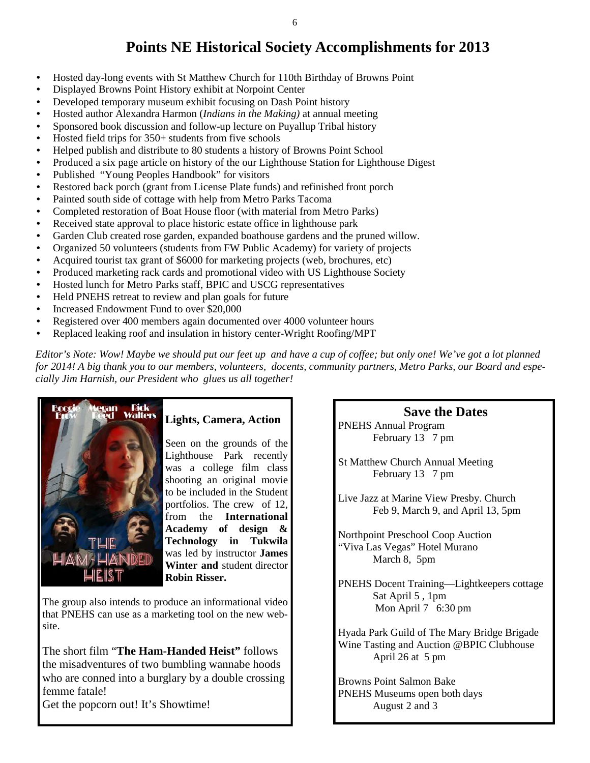# Points NE Historical Society Accomplishments for 2013

- Hosted day-long events with St Matthew Church for 110th Birthday of Browns Point
- Displayed Browns Point History exhibit at Norpoint Center
- Developed temporary museum exhibit focusing on Dash Point history
- Hosted author Alexandra Harmon (*Indians in the Making)* at annual meeting
- Sponsored book discussion and follow-up lecture on Puyallup Tribal history
- Hosted field trips for 350+ students from five schools
- Helped publish and distribute to 80 students a history of Browns Point School
- Produced a six page article on history of the our Lighthouse Station for Lighthouse Digest
- Published "Young Peoples Handbook" for visitors
- Restored back porch (grant from License Plate funds) and refinished front porch
- Painted south side of cottage with help from Metro Parks Tacoma
- Completed restoration of Boat House floor (with material from Metro Parks)
- Received state approval to place historic estate office in lighthouse park
- Garden Club created rose garden, expanded boathouse gardens and the pruned willow.
- Organized 50 volunteers (students from FW Public Academy) for variety of projects
- Acquired tourist tax grant of $6000 for marketing projects (web, brochures, etc)
- Produced marketing rack cards and promotional video with US Lighthouse Society
- Hosted lunch for Metro Parks staff, BPIC and USCG representatives
- Held PNEHS retreat to review and plan goals for future
- Increased Endowment Fund to over $20,000
- Registered over 400 members again documented over 4000 volunteer hours
- Replaced leaking roof and insulation in history center-Wright Roofing/MPT

*Editor's Note: Wow! Maybe we should put our feet up and have a cup of coffee; but only one! We've got a lot planned for 2014! A big thank you to our members, volunteers, docents, community partners, Metro Parks, our Board and especially Jim Harnish, our President who glues us all together!*

### Lights, Camera, Action

Seen on the grounds of the Lighthouse Park recently was a college film class shooting an original movie to be included in the Student portfolios. The crew of 12, from the **International Academy of design & Technology in Tukwila** was led by instructor **James Winter and** student director **Robin Risser.**

The group also intends to produce an informational video that PNEHS can use as a marketing tool on the new website.

The short film "**The Ham-Handed Heist"** follows the misadventures of two bumbling wannabe hoods who are conned into a burglary by a double crossing femme fatale!

Get the popcorn out! It's Showtime!

### Save the Dates

PNEHS Annual Program
February 13 7 pm

St Matthew Church Annual Meeting
February 13 7 pm

Live Jazz at Marine View Presby. Church
Feb 9, March 9, and April 13, 5pm

Northpoint Preschool Coop Auction
"Viva Las Vegas" Hotel Murano
March 8, 5pm

PNEHS Docent Training—Lightkeepers cottage
Sat April 5 , 1pm
Mon April 7 6:30 pm

Hyada Park Guild of The Mary Bridge Brigade
Wine Tasting and Auction @BPIC Clubhouse
April 26 at 5 pm

Browns Point Salmon Bake
PNEHS Museums open both days
August 2 and 3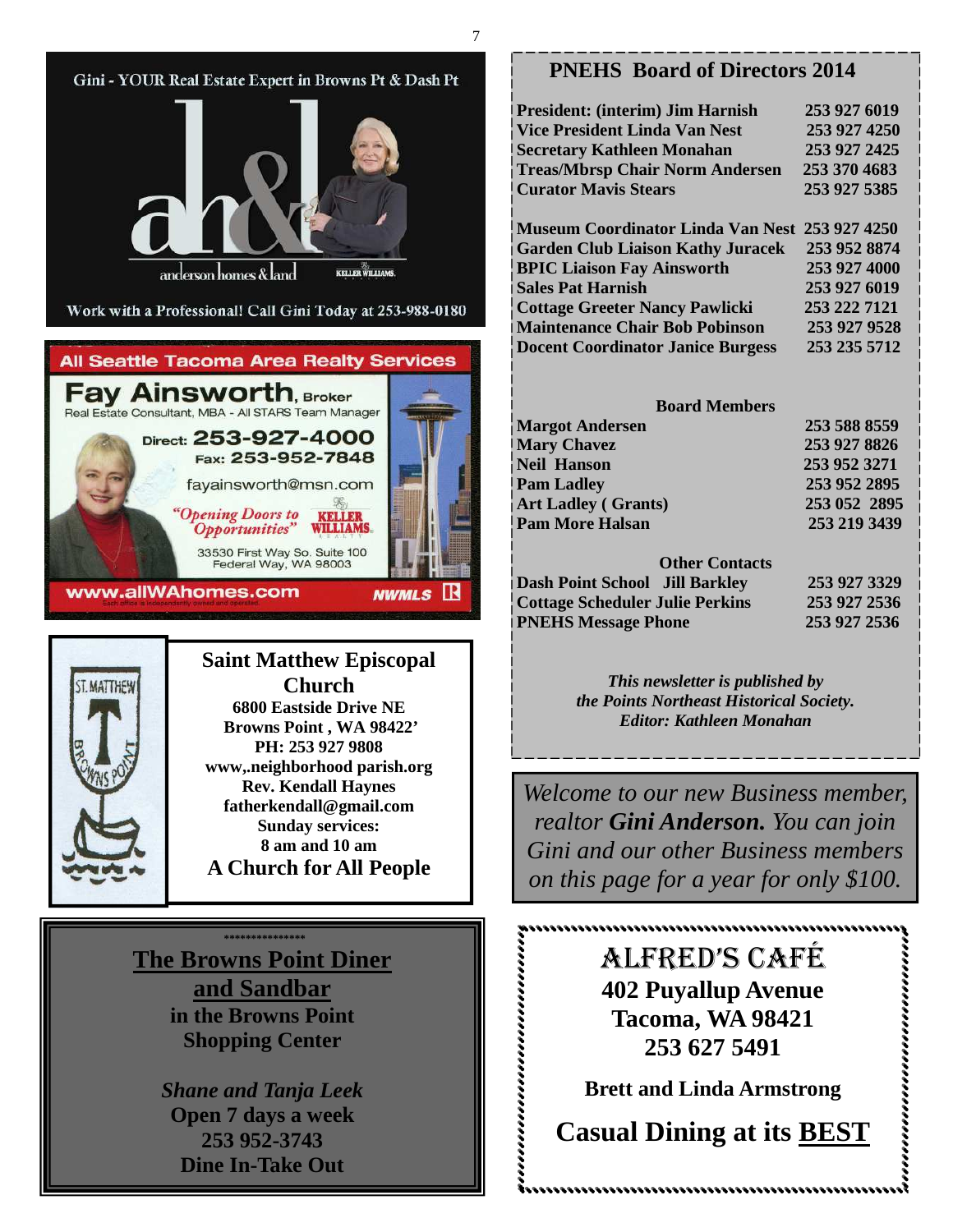Gini - YOUR Real Estate Expert in Browns Pt & Dash Pt

anderson homes & land

KELLER WILLIAMS.

Work with a Professional! Call Gini Today at 253-988-0180

All Seattle Tacoma Area Realty Services

**Fay Ainsworth**, Broker

Real Estate Consultant, MBA - All STARS Team Manager

Direct: 253-927-4000

Fax: 253-952-7848

fayainsworth@msn.com

*"Opening Doors to Opportunities"*

KELLER WILLIAMS.

33530 First Way So. Suite 100
Federal Way, WA 98003

www.allWAhomes.com

NWMLS

Each office is independently owned and operated.

## Saint Matthew Episcopal Church

**6800 Eastside Drive NE**
**Browns Point , WA 98422'**
**PH: 253 927 9808**
**www,.neighborhood parish.org**
**Rev. Kendall Haynes**
**fatherkendall@gmail.com**
**Sunday services:**
**8 am and 10 am**

**A Church for All People**

***************

## The Browns Point Diner and Sandbar

**in the Browns Point Shopping Center**

***Shane and Tanja Leek***
**Open 7 days a week**
**253 952-3743**
**Dine In-Take Out**

## PNEHS Board of Directors 2014

| | |
|---|---|
| **President: (interim) Jim Harnish** | **253 927 6019** |
| **Vice President Linda Van Nest** | **253 927 4250** |
| **Secretary Kathleen Monahan** | **253 927 2425** |
| **Treas/Mbrsp Chair Norm Andersen** | **253 370 4683** |
| **Curator Mavis Stears** | **253 927 5385** |
| | |
| **Museum Coordinator Linda Van Nest** | **253 927 4250** |
| **Garden Club Liaison Kathy Juracek** | **253 952 8874** |
| **BPIC Liaison Fay Ainsworth** | **253 927 4000** |
| **Sales Pat Harnish** | **253 927 6019** |
| **Cottage Greeter Nancy Pawlicki** | **253 222 7121** |
| **Maintenance Chair Bob Pobinson** | **253 927 9528** |
| **Docent Coordinator Janice Burgess** | **253 235 5712** |

**Board Members**

| | |
|---|---|
| **Margot Andersen** | **253 588 8559** |
| **Mary Chavez** | **253 927 8826** |
| **Neil Hanson** | **253 952 3271** |
| **Pam Ladley** | **253 952 2895** |
| **Art Ladley ( Grants)** | **253 052 2895** |
| **Pam More Halsan** | **253 219 3439** |

**Other Contacts**

| | |
|---|---|
| **Dash Point School Jill Barkley** | **253 927 3329** |
| **Cottage Scheduler Julie Perkins** | **253 927 2536** |
| **PNEHS Message Phone** | **253 927 2536** |

***This newsletter is published by the Points Northeast Historical Society.***
***Editor: Kathleen Monahan***

*Welcome to our new Business member, realtor **Gini Anderson.** You can join Gini and our other Business members on this page for a year for only $100.*

## ALFRED'S CAFÉ

**402 Puyallup Avenue**
**Tacoma, WA 98421**
**253 627 5491**

**Brett and Linda Armstrong**

**Casual Dining at its BEST**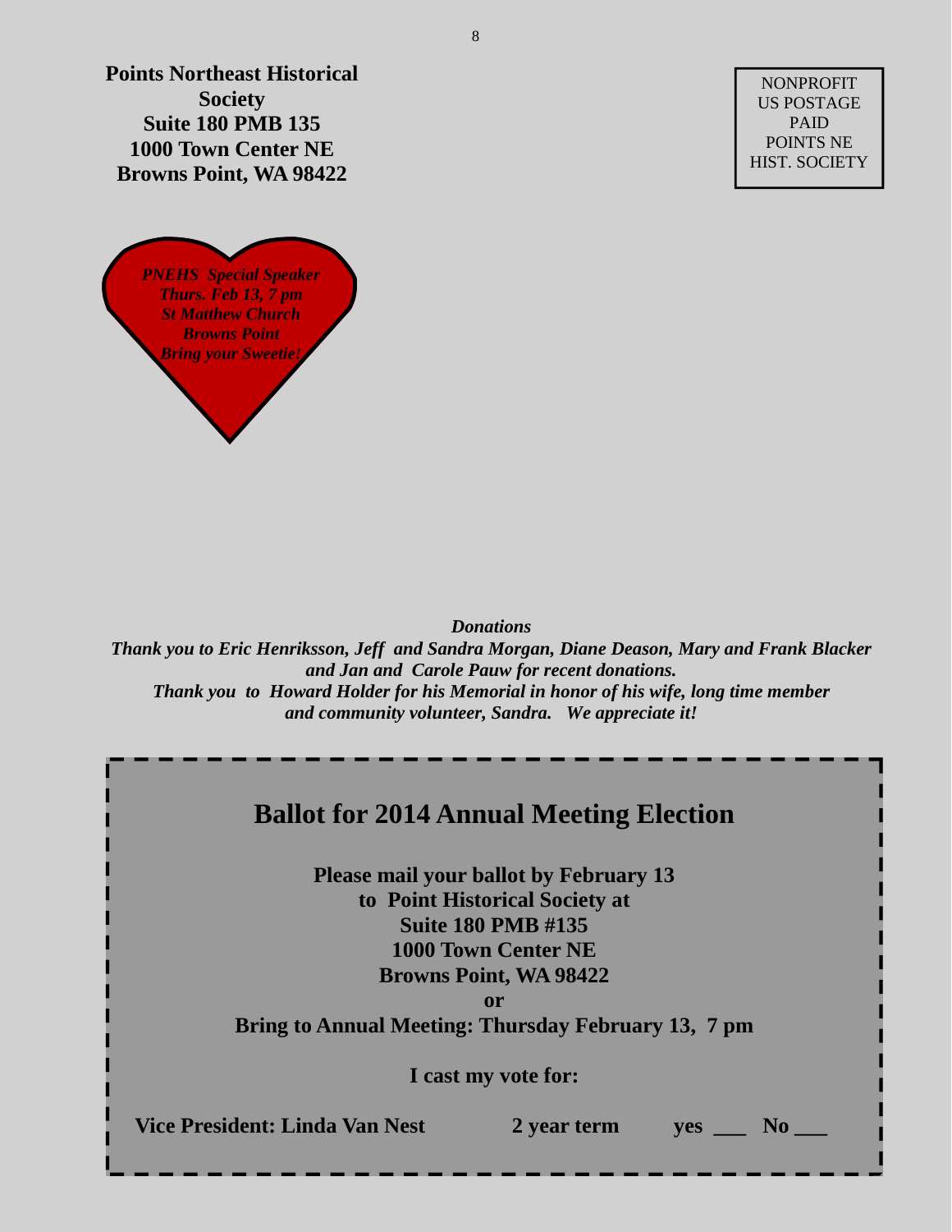**Points Northeast Historical Society**
**Suite 180 PMB 135**
**1000 Town Center NE**
**Browns Point, WA 98422**

NONPROFIT
US POSTAGE
PAID
POINTS NE
HIST. SOCIETY

***PNEHS Special Speaker***
***Thurs. Feb 13, 7 pm***
***St Matthew Church***
***Browns Point***
***Bring your Sweetie!***

***Donations***

***Thank you to Eric Henriksson, Jeff and Sandra Morgan, Diane Deason, Mary and Frank Blacker and Jan and Carole Pauw for recent donations.***

***Thank you to Howard Holder for his Memorial in honor of his wife, long time member and community volunteer, Sandra. We appreciate it!***

## Ballot for 2014 Annual Meeting Election

**Please mail your ballot by February 13**
**to Point Historical Society at**
**Suite 180 PMB #135**
**1000 Town Center NE**
**Browns Point, WA 98422**
**or**
**Bring to Annual Meeting: Thursday February 13, 7 pm**

**I cast my vote for:**

**Vice President: Linda Van Nest 2 year term yes ___ No ___**